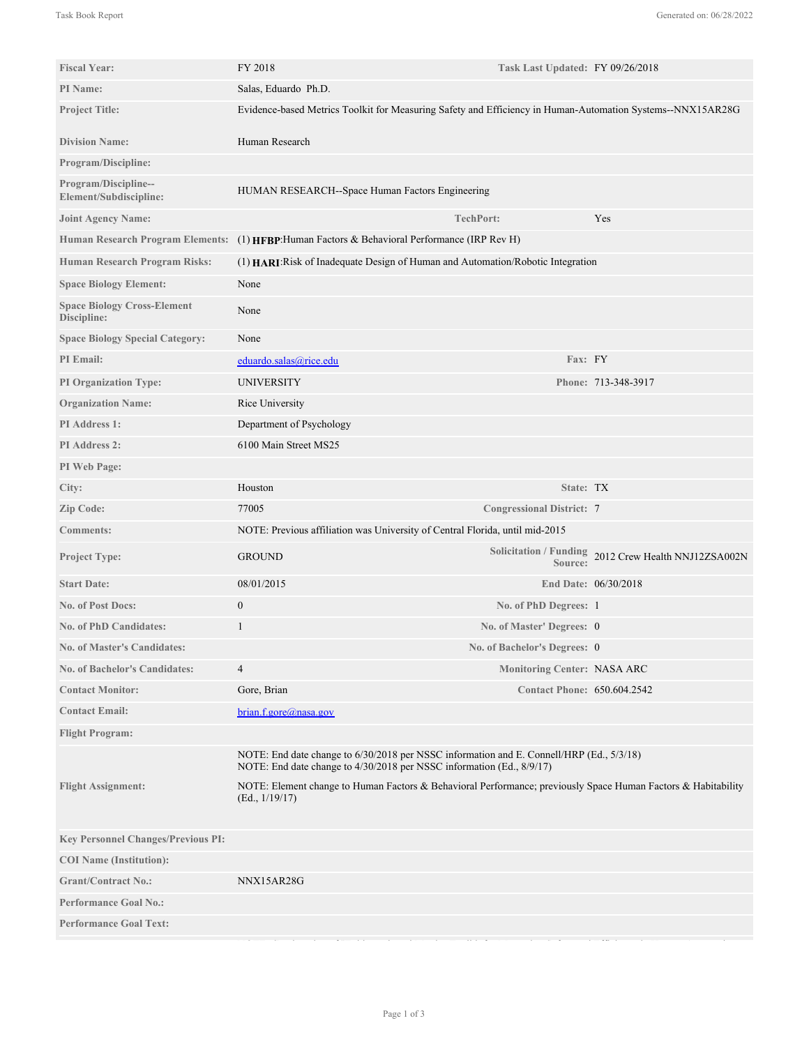| | | | |
|---|---|---|---|
| **Fiscal Year:** | FY 2018 | **Task Last Updated:** | FY 09/26/2018 |
| **PI Name:** | Salas, Eduardo Ph.D. | | |
| **Project Title:** | Evidence-based Metrics Toolkit for Measuring Safety and Efficiency in Human-Automation Systems--NNX15AR28G | | |
| **Division Name:** | Human Research | | |
| **Program/Discipline:** | | | |
| **Program/Discipline--Element/Subdiscipline:** | HUMAN RESEARCH--Space Human Factors Engineering | | |
| **Joint Agency Name:** | | **TechPort:** | Yes |
| **Human Research Program Elements:** | (1) **HFBP**:Human Factors & Behavioral Performance (IRP Rev H) | | |
| **Human Research Program Risks:** | (1) **HARI**:Risk of Inadequate Design of Human and Automation/Robotic Integration | | |
| **Space Biology Element:** | None | | |
| **Space Biology Cross-Element Discipline:** | None | | |
| **Space Biology Special Category:** | None | | |
| **PI Email:** | eduardo.salas@rice.edu | **Fax:** | FY |
| **PI Organization Type:** | UNIVERSITY | **Phone:** | 713-348-3917 |
| **Organization Name:** | Rice University | | |
| **PI Address 1:** | Department of Psychology | | |
| **PI Address 2:** | 6100 Main Street MS25 | | |
| **PI Web Page:** | | | |
| **City:** | Houston | **State:** | TX |
| **Zip Code:** | 77005 | **Congressional District:** | 7 |
| **Comments:** | NOTE: Previous affiliation was University of Central Florida, until mid-2015 | | |
| **Project Type:** | GROUND | **Solicitation / Funding Source:** | 2012 Crew Health NNJ12ZSA002N |
| **Start Date:** | 08/01/2015 | **End Date:** | 06/30/2018 |
| **No. of Post Docs:** | 0 | **No. of PhD Degrees:** | 1 |
| **No. of PhD Candidates:** | 1 | **No. of Master' Degrees:** | 0 |
| **No. of Master's Candidates:** | | **No. of Bachelor's Degrees:** | 0 |
| **No. of Bachelor's Candidates:** | 4 | **Monitoring Center:** | NASA ARC |
| **Contact Monitor:** | Gore, Brian | **Contact Phone:** | 650.604.2542 |
| **Contact Email:** | brian.f.gore@nasa.gov | | |
| **Flight Program:** | | | |
| **Flight Assignment:** | NOTE: End date change to 6/30/2018 per NSSC information and E. Connell/HRP (Ed., 5/3/18)<br>NOTE: End date change to 4/30/2018 per NSSC information (Ed., 8/9/17)<br><br>NOTE: Element change to Human Factors & Behavioral Performance; previously Space Human Factors & Habitability (Ed., 1/19/17) | | |
| **Key Personnel Changes/Previous PI:** | | | |
| **COI Name (Institution):** | | | |
| **Grant/Contract No.:** | NNX15AR28G | | |
| **Performance Goal No.:** | | | |
| **Performance Goal Text:** | | | |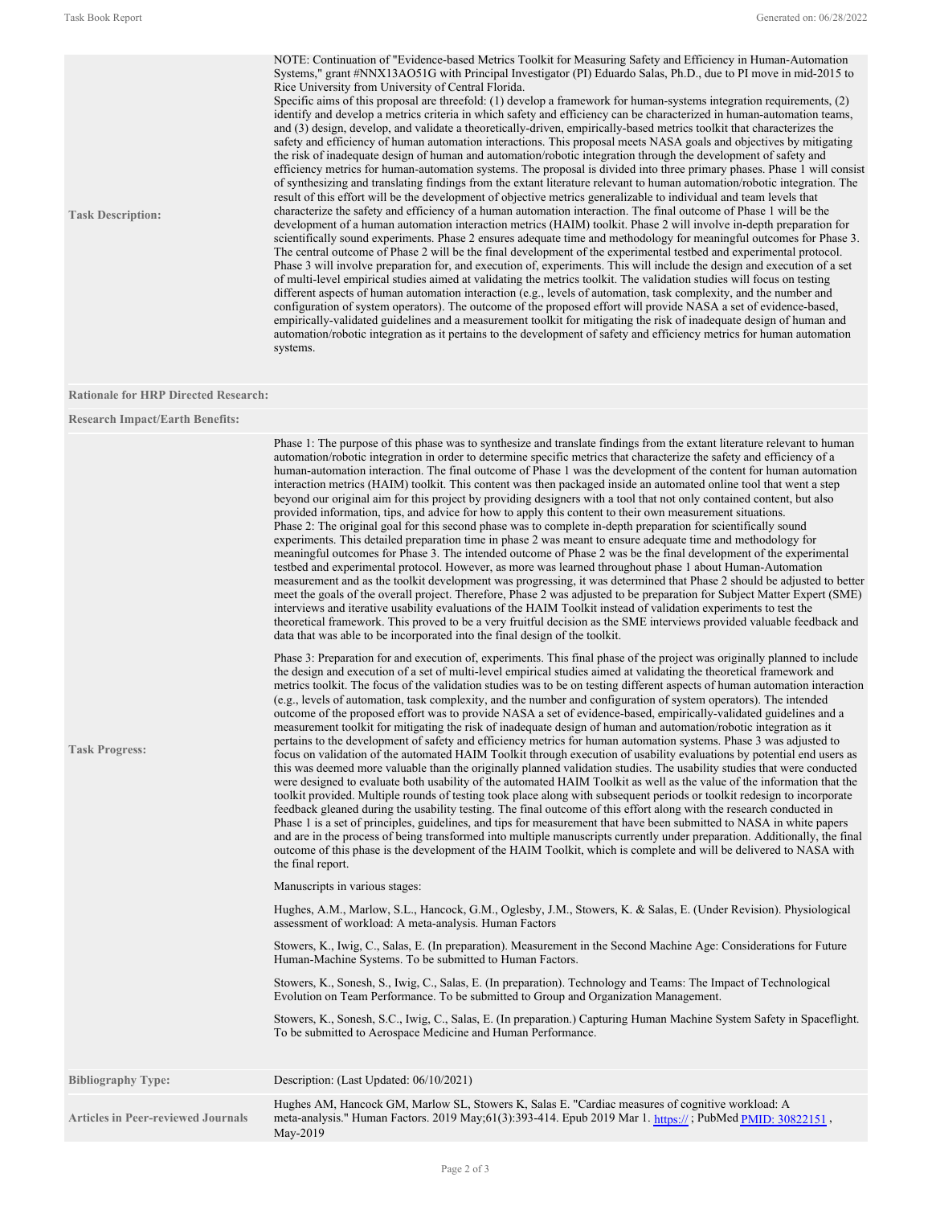| | |
|---|---|
| **Task Description:** | NOTE: Continuation of "Evidence-based Metrics Toolkit for Measuring Safety and Efficiency in Human-Automation Systems," grant #NNX13AO51G with Principal Investigator (PI) Eduardo Salas, Ph.D., due to PI move in mid-2015 to Rice University from University of Central Florida.<br>Specific aims of this proposal are threefold: (1) develop a framework for human-systems integration requirements, (2) identify and develop a metrics criteria in which safety and efficiency can be characterized in human-automation teams, and (3) design, develop, and validate a theoretically-driven, empirically-based metrics toolkit that characterizes the safety and efficiency of human automation interactions. This proposal meets NASA goals and objectives by mitigating the risk of inadequate design of human and automation/robotic integration through the development of safety and efficiency metrics for human-automation systems. The proposal is divided into three primary phases. Phase 1 will consist of synthesizing and translating findings from the extant literature relevant to human automation/robotic integration. The result of this effort will be the development of objective metrics generalizable to individual and team levels that characterize the safety and efficiency of a human automation interaction. The final outcome of Phase 1 will be the development of a human automation interaction metrics (HAIM) toolkit. Phase 2 will involve in-depth preparation for scientifically sound experiments. Phase 2 ensures adequate time and methodology for meaningful outcomes for Phase 3. The central outcome of Phase 2 will be the final development of the experimental testbed and experimental protocol. Phase 3 will involve preparation for, and execution of, experiments. This will include the design and execution of a set of multi-level empirical studies aimed at validating the metrics toolkit. The validation studies will focus on testing different aspects of human automation interaction (e.g., levels of automation, task complexity, and the number and configuration of system operators). The outcome of the proposed effort will provide NASA a set of evidence-based, empirically-validated guidelines and a measurement toolkit for mitigating the risk of inadequate design of human and automation/robotic integration as it pertains to the development of safety and efficiency metrics for human automation systems. |
| **Rationale for HRP Directed Research:** | |
| **Research Impact/Earth Benefits:** | |
| **Task Progress:** | Phase 1: The purpose of this phase was to synthesize and translate findings from the extant literature relevant to human automation/robotic integration in order to determine specific metrics that characterize the safety and efficiency of a human-automation interaction. The final outcome of Phase 1 was the development of the content for human automation interaction metrics (HAIM) toolkit. This content was then packaged inside an automated online tool that went a step beyond our original aim for this project by providing designers with a tool that not only contained content, but also provided information, tips, and advice for how to apply this content to their own measurement situations.<br>Phase 2: The original goal for this second phase was to complete in-depth preparation for scientifically sound experiments. This detailed preparation time in phase 2 was meant to ensure adequate time and methodology for meaningful outcomes for Phase 3. The intended outcome of Phase 2 was be the final development of the experimental testbed and experimental protocol. However, as more was learned throughout phase 1 about Human-Automation measurement and as the toolkit development was progressing, it was determined that Phase 2 should be adjusted to better meet the goals of the overall project. Therefore, Phase 2 was adjusted to be preparation for Subject Matter Expert (SME) interviews and iterative usability evaluations of the HAIM Toolkit instead of validation experiments to test the theoretical framework. This proved to be a very fruitful decision as the SME interviews provided valuable feedback and data that was able to be incorporated into the final design of the toolkit.<br><br>Phase 3: Preparation for and execution of, experiments. This final phase of the project was originally planned to include the design and execution of a set of multi-level empirical studies aimed at validating the theoretical framework and metrics toolkit. The focus of the validation studies was to be on testing different aspects of human automation interaction (e.g., levels of automation, task complexity, and the number and configuration of system operators). The intended outcome of the proposed effort was to provide NASA a set of evidence-based, empirically-validated guidelines and a measurement toolkit for mitigating the risk of inadequate design of human and automation/robotic integration as it pertains to the development of safety and efficiency metrics for human automation systems. Phase 3 was adjusted to focus on validation of the automated HAIM Toolkit through execution of usability evaluations by potential end users as this was deemed more valuable than the originally planned validation studies. The usability studies that were conducted were designed to evaluate both usability of the automated HAIM Toolkit as well as the value of the information that the toolkit provided. Multiple rounds of testing took place along with subsequent periods or toolkit redesign to incorporate feedback gleaned during the usability testing. The final outcome of this effort along with the research conducted in Phase 1 is a set of principles, guidelines, and tips for measurement that have been submitted to NASA in white papers and are in the process of being transformed into multiple manuscripts currently under preparation. Additionally, the final outcome of this phase is the development of the HAIM Toolkit, which is complete and will be delivered to NASA with the final report.<br><br>Manuscripts in various stages:<br><br>Hughes, A.M., Marlow, S.L., Hancock, G.M., Oglesby, J.M., Stowers, K. & Salas, E. (Under Revision). Physiological assessment of workload: A meta-analysis. Human Factors<br><br>Stowers, K., Iwig, C., Salas, E. (In preparation). Measurement in the Second Machine Age: Considerations for Future Human-Machine Systems. To be submitted to Human Factors.<br><br>Stowers, K., Sonesh, S., Iwig, C., Salas, E. (In preparation). Technology and Teams: The Impact of Technological Evolution on Team Performance. To be submitted to Group and Organization Management.<br><br>Stowers, K., Sonesh, S.C., Iwig, C., Salas, E. (In preparation.) Capturing Human Machine System Safety in Spaceflight. To be submitted to Aerospace Medicine and Human Performance. |
| **Bibliography Type:** | Description: (Last Updated: 06/10/2021) |
| **Articles in Peer-reviewed Journals** | Hughes AM, Hancock GM, Marlow SL, Stowers K, Salas E. "Cardiac measures of cognitive workload: A meta-analysis." Human Factors. 2019 May;61(3):393-414. Epub 2019 Mar 1. https:// ; PubMed PMID: 30822151 , May-2019 |